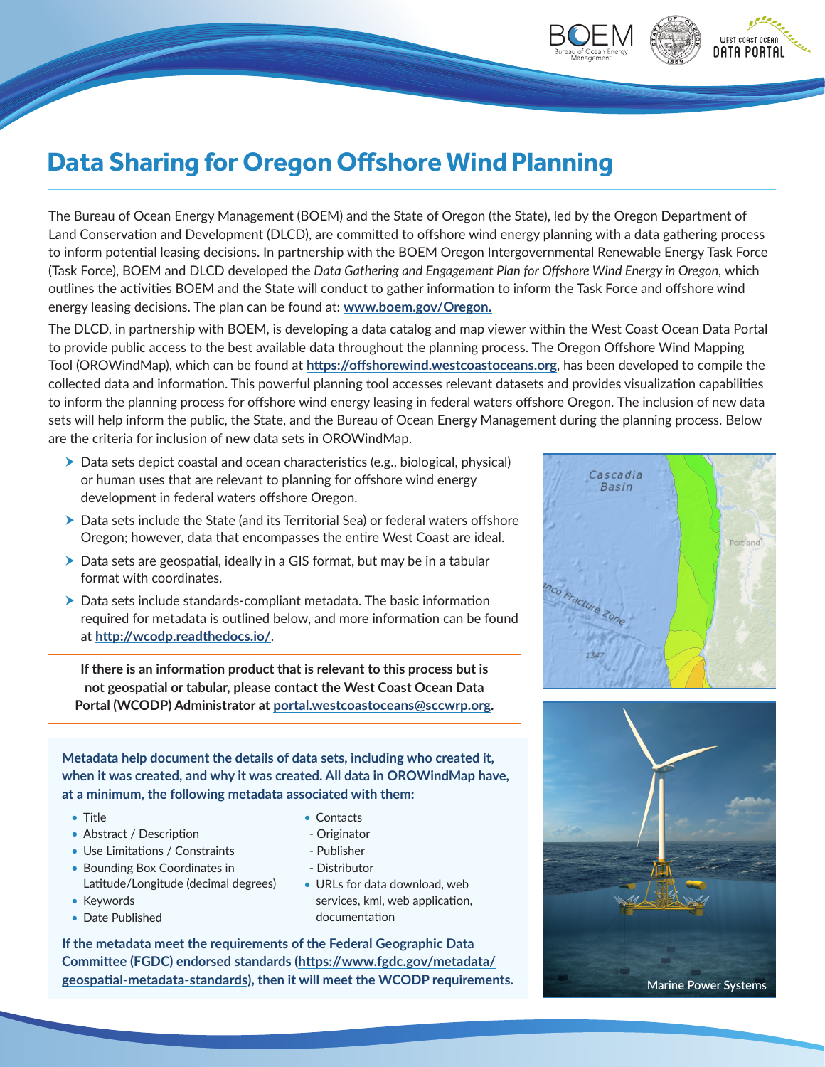# Data Sharing for Oregon Offshore Wind Planning

The Bureau of Ocean Energy Management (BOEM) and the State of Oregon (the State), led by the Oregon Department of Land Conservation and Development (DLCD), are committed to offshore wind energy planning with a data gathering process to inform potential leasing decisions. In partnership with the BOEM Oregon Intergovernmental Renewable Energy Task Force (Task Force), BOEM and DLCD developed the *Data Gathering and Engagement Plan for Offshore Wind Energy in Oregon*, which outlines the activities BOEM and the State will conduct to gather information to inform the Task Force and offshore wind energy leasing decisions. The plan can be found at: **www.boem.gov/Oregon.**

The DLCD, in partnership with BOEM, is developing a data catalog and map viewer within the West Coast Ocean Data Portal to provide public access to the best available data throughout the planning process. The Oregon Offshore Wind Mapping Tool (OROWindMap), which can be found at **https://offshorewind.westcoastoceans.org**, has been developed to compile the collected data and information. This powerful planning tool accesses relevant datasets and provides visualization capabilities to inform the planning process for offshore wind energy leasing in federal waters offshore Oregon. The inclusion of new data sets will help inform the public, the State, and the Bureau of Ocean Energy Management during the planning process. Below are the criteria for inclusion of new data sets in OROWindMap.

- Data sets depict coastal and ocean characteristics (e.g., biological, physical) or human uses that are relevant to planning for offshore wind energy development in federal waters offshore Oregon.
- Data sets include the State (and its Territorial Sea) or federal waters offshore Oregon; however, data that encompasses the entire West Coast are ideal.
- Data sets are geospatial, ideally in a GIS format, but may be in a tabular format with coordinates.
- Data sets include standards-compliant metadata. The basic information required for metadata is outlined below, and more information can be found at **http://wcodp.readthedocs.io/**.

**If there is an information product that is relevant to this process but is not geospatial or tabular, please contact the West Coast Ocean Data Portal (WCODP) Administrator at portal.westcoastoceans@sccwrp.org.**

**Metadata help document the details of data sets, including who created it, when it was created, and why it was created. All data in OROWindMap have, at a minimum, the following metadata associated with them:**

- Title
- Abstract / Description
- Use Limitations / Constraints
- Bounding Box Coordinates in Latitude/Longitude (decimal degrees)
- Keywords
- Date Published
- Contacts
  - Originator
  - Publisher
  - Distributor
- URLs for data download, web services, kml, web application, documentation

**If the metadata meet the requirements of the Federal Geographic Data Committee (FGDC) endorsed standards (https://www.fgdc.gov/metadata/geospatial-metadata-standards), then it will meet the WCODP requirements.**

Marine Power Systems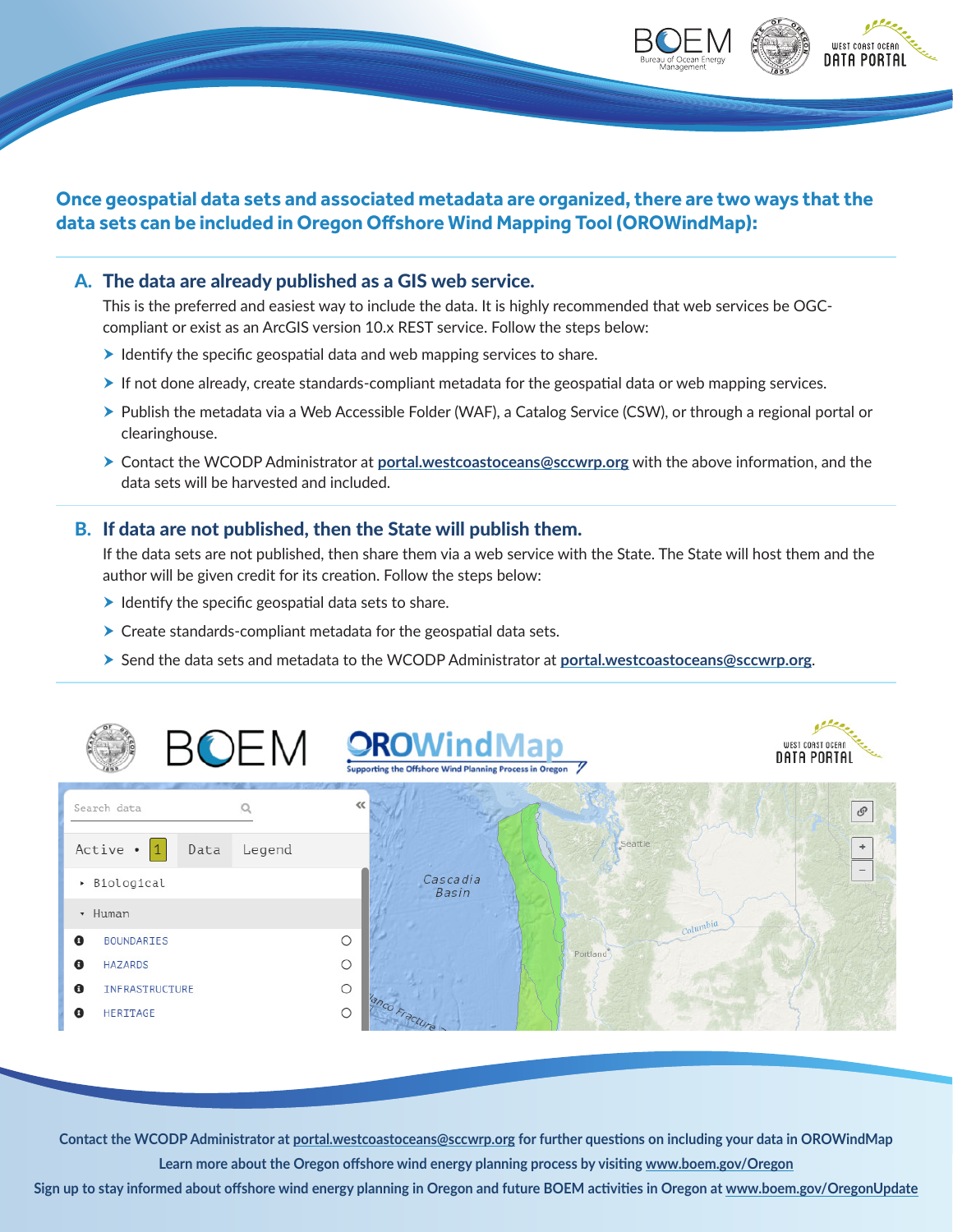## Once geospatial data sets and associated metadata are organized, there are two ways that the data sets can be included in Oregon Offshore Wind Mapping Tool (OROWindMap):

### A. The data are already published as a GIS web service.

This is the preferred and easiest way to include the data. It is highly recommended that web services be OGC-compliant or exist as an ArcGIS version 10.x REST service. Follow the steps below:

- Identify the specific geospatial data and web mapping services to share.
- If not done already, create standards-compliant metadata for the geospatial data or web mapping services.
- Publish the metadata via a Web Accessible Folder (WAF), a Catalog Service (CSW), or through a regional portal or clearinghouse.
- Contact the WCODP Administrator at portal.westcoastoceans@sccwrp.org with the above information, and the data sets will be harvested and included.

### B. If data are not published, then the State will publish them.

If the data sets are not published, then share them via a web service with the State. The State will host them and the author will be given credit for its creation. Follow the steps below:

- Identify the specific geospatial data sets to share.
- Create standards-compliant metadata for the geospatial data sets.
- Send the data sets and metadata to the WCODP Administrator at portal.westcoastoceans@sccwrp.org.

**Contact the WCODP Administrator at portal.westcoastoceans@sccwrp.org for further questions on including your data in OROWindMap**

**Learn more about the Oregon offshore wind energy planning process by visiting www.boem.gov/Oregon**

**Sign up to stay informed about offshore wind energy planning in Oregon and future BOEM activities in Oregon at www.boem.gov/OregonUpdate**